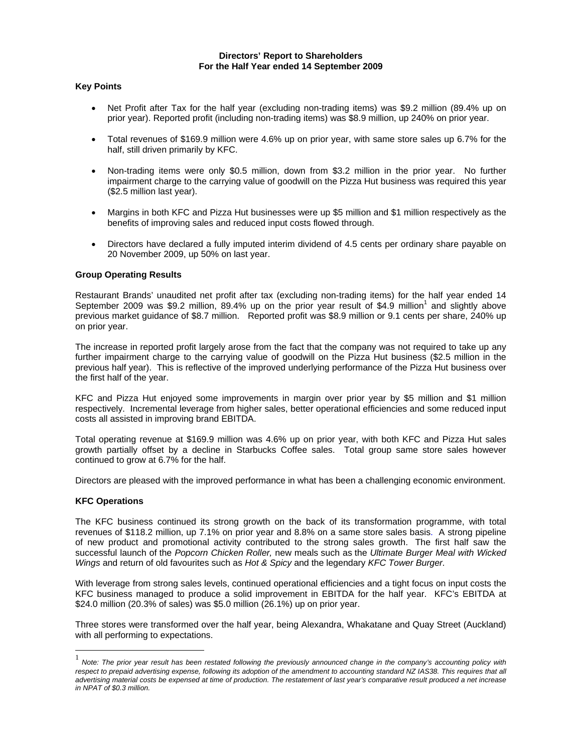# Directors' Report to Shareholders
## For the Half Year ended 14 September 2009

### Key Points

- Net Profit after Tax for the half year (excluding non-trading items) was $9.2 million (89.4% up on prior year). Reported profit (including non-trading items) was $8.9 million, up 240% on prior year.
- Total revenues of $169.9 million were 4.6% up on prior year, with same store sales up 6.7% for the half, still driven primarily by KFC.
- Non-trading items were only $0.5 million, down from $3.2 million in the prior year. No further impairment charge to the carrying value of goodwill on the Pizza Hut business was required this year ($2.5 million last year).
- Margins in both KFC and Pizza Hut businesses were up $5 million and $1 million respectively as the benefits of improving sales and reduced input costs flowed through.
- Directors have declared a fully imputed interim dividend of 4.5 cents per ordinary share payable on 20 November 2009, up 50% on last year.

### Group Operating Results

Restaurant Brands' unaudited net profit after tax (excluding non-trading items) for the half year ended 14 September 2009 was $9.2 million, 89.4% up on the prior year result of $4.9 million[1] and slightly above previous market guidance of $8.7 million. Reported profit was $8.9 million or 9.1 cents per share, 240% up on prior year.

The increase in reported profit largely arose from the fact that the company was not required to take up any further impairment charge to the carrying value of goodwill on the Pizza Hut business ($2.5 million in the previous half year). This is reflective of the improved underlying performance of the Pizza Hut business over the first half of the year.

KFC and Pizza Hut enjoyed some improvements in margin over prior year by $5 million and $1 million respectively. Incremental leverage from higher sales, better operational efficiencies and some reduced input costs all assisted in improving brand EBITDA.

Total operating revenue at $169.9 million was 4.6% up on prior year, with both KFC and Pizza Hut sales growth partially offset by a decline in Starbucks Coffee sales. Total group same store sales however continued to grow at 6.7% for the half.

Directors are pleased with the improved performance in what has been a challenging economic environment.

### KFC Operations

The KFC business continued its strong growth on the back of its transformation programme, with total revenues of $118.2 million, up 7.1% on prior year and 8.8% on a same store sales basis. A strong pipeline of new product and promotional activity contributed to the strong sales growth. The first half saw the successful launch of the *Popcorn Chicken Roller,* new meals such as the *Ultimate Burger Meal with Wicked Wings* and return of old favourites such as *Hot & Spicy* and the legendary *KFC Tower Burger*.

With leverage from strong sales levels, continued operational efficiencies and a tight focus on input costs the KFC business managed to produce a solid improvement in EBITDA for the half year. KFC's EBITDA at $24.0 million (20.3% of sales) was $5.0 million (26.1%) up on prior year.

Three stores were transformed over the half year, being Alexandra, Whakatane and Quay Street (Auckland) with all performing to expectations.

---

[1] *Note: The prior year result has been restated following the previously announced change in the company's accounting policy with respect to prepaid advertising expense, following its adoption of the amendment to accounting standard NZ IAS38. This requires that all advertising material costs be expensed at time of production. The restatement of last year's comparative result produced a net increase in NPAT of $0.3 million.*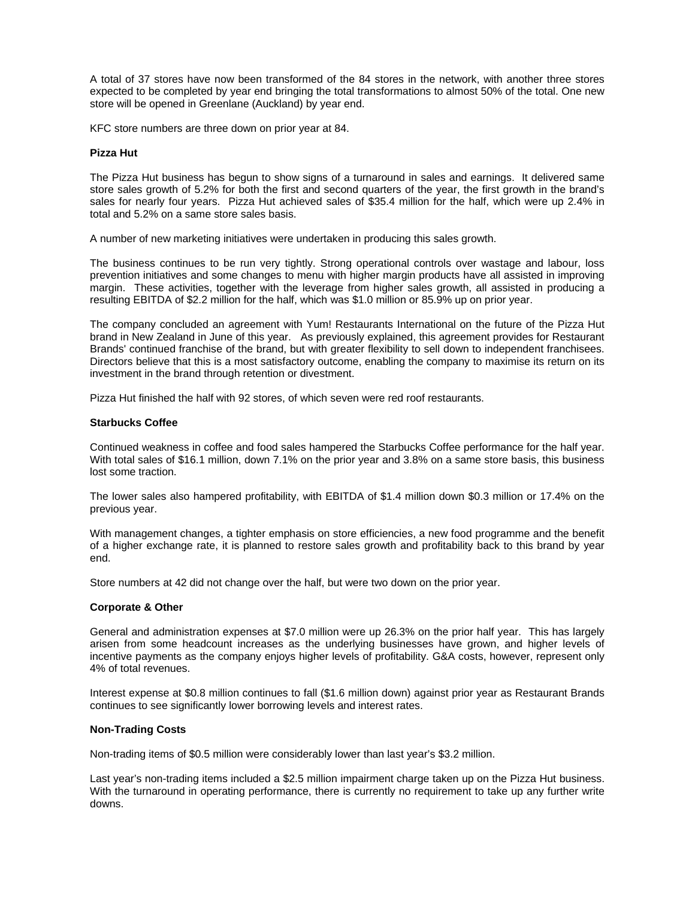A total of 37 stores have now been transformed of the 84 stores in the network, with another three stores expected to be completed by year end bringing the total transformations to almost 50% of the total. One new store will be opened in Greenlane (Auckland) by year end.

KFC store numbers are three down on prior year at 84.

**Pizza Hut**

The Pizza Hut business has begun to show signs of a turnaround in sales and earnings. It delivered same store sales growth of 5.2% for both the first and second quarters of the year, the first growth in the brand's sales for nearly four years. Pizza Hut achieved sales of $35.4 million for the half, which were up 2.4% in total and 5.2% on a same store sales basis.

A number of new marketing initiatives were undertaken in producing this sales growth.

The business continues to be run very tightly. Strong operational controls over wastage and labour, loss prevention initiatives and some changes to menu with higher margin products have all assisted in improving margin. These activities, together with the leverage from higher sales growth, all assisted in producing a resulting EBITDA of $2.2 million for the half, which was $1.0 million or 85.9% up on prior year.

The company concluded an agreement with Yum! Restaurants International on the future of the Pizza Hut brand in New Zealand in June of this year. As previously explained, this agreement provides for Restaurant Brands' continued franchise of the brand, but with greater flexibility to sell down to independent franchisees. Directors believe that this is a most satisfactory outcome, enabling the company to maximise its return on its investment in the brand through retention or divestment.

Pizza Hut finished the half with 92 stores, of which seven were red roof restaurants.

**Starbucks Coffee**

Continued weakness in coffee and food sales hampered the Starbucks Coffee performance for the half year. With total sales of $16.1 million, down 7.1% on the prior year and 3.8% on a same store basis, this business lost some traction.

The lower sales also hampered profitability, with EBITDA of $1.4 million down $0.3 million or 17.4% on the previous year.

With management changes, a tighter emphasis on store efficiencies, a new food programme and the benefit of a higher exchange rate, it is planned to restore sales growth and profitability back to this brand by year end.

Store numbers at 42 did not change over the half, but were two down on the prior year.

**Corporate & Other**

General and administration expenses at $7.0 million were up 26.3% on the prior half year. This has largely arisen from some headcount increases as the underlying businesses have grown, and higher levels of incentive payments as the company enjoys higher levels of profitability. G&A costs, however, represent only 4% of total revenues.

Interest expense at $0.8 million continues to fall ($1.6 million down) against prior year as Restaurant Brands continues to see significantly lower borrowing levels and interest rates.

**Non-Trading Costs**

Non-trading items of $0.5 million were considerably lower than last year's $3.2 million.

Last year's non-trading items included a $2.5 million impairment charge taken up on the Pizza Hut business. With the turnaround in operating performance, there is currently no requirement to take up any further write downs.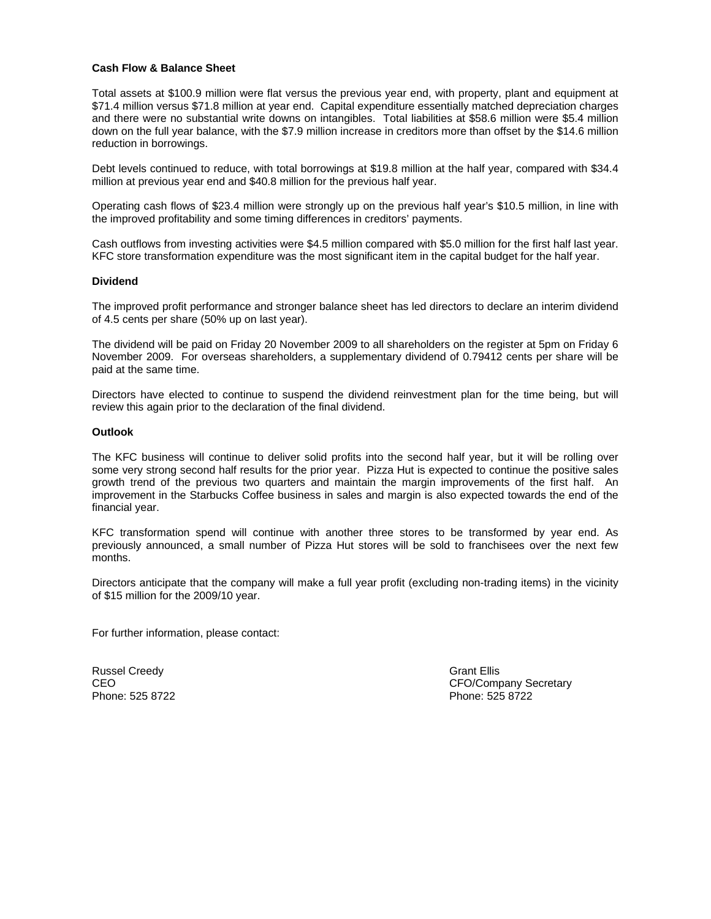**Cash Flow & Balance Sheet**

Total assets at $100.9 million were flat versus the previous year end, with property, plant and equipment at $71.4 million versus $71.8 million at year end. Capital expenditure essentially matched depreciation charges and there were no substantial write downs on intangibles. Total liabilities at $58.6 million were $5.4 million down on the full year balance, with the $7.9 million increase in creditors more than offset by the $14.6 million reduction in borrowings.

Debt levels continued to reduce, with total borrowings at $19.8 million at the half year, compared with $34.4 million at previous year end and $40.8 million for the previous half year.

Operating cash flows of $23.4 million were strongly up on the previous half year's $10.5 million, in line with the improved profitability and some timing differences in creditors' payments.

Cash outflows from investing activities were $4.5 million compared with $5.0 million for the first half last year. KFC store transformation expenditure was the most significant item in the capital budget for the half year.

**Dividend**

The improved profit performance and stronger balance sheet has led directors to declare an interim dividend of 4.5 cents per share (50% up on last year).

The dividend will be paid on Friday 20 November 2009 to all shareholders on the register at 5pm on Friday 6 November 2009. For overseas shareholders, a supplementary dividend of 0.79412 cents per share will be paid at the same time.

Directors have elected to continue to suspend the dividend reinvestment plan for the time being, but will review this again prior to the declaration of the final dividend.

**Outlook**

The KFC business will continue to deliver solid profits into the second half year, but it will be rolling over some very strong second half results for the prior year. Pizza Hut is expected to continue the positive sales growth trend of the previous two quarters and maintain the margin improvements of the first half. An improvement in the Starbucks Coffee business in sales and margin is also expected towards the end of the financial year.

KFC transformation spend will continue with another three stores to be transformed by year end. As previously announced, a small number of Pizza Hut stores will be sold to franchisees over the next few months.

Directors anticipate that the company will make a full year profit (excluding non-trading items) in the vicinity of $15 million for the 2009/10 year.

For further information, please contact:

Russel Creedy
CEO
Phone: 525 8722

Grant Ellis
CFO/Company Secretary
Phone: 525 8722